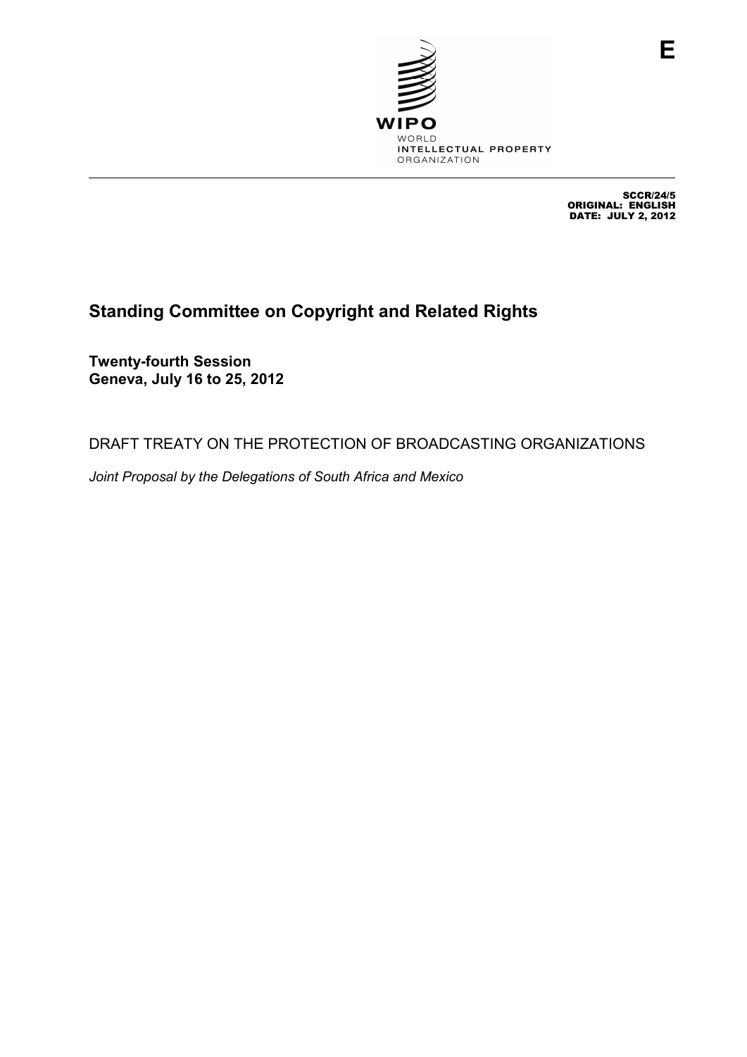E

WIPO
WORLD
INTELLECTUAL PROPERTY
ORGANIZATION

SCCR/24/5
ORIGINAL: ENGLISH
DATE: JULY 2, 2012

# Standing Committee on Copyright and Related Rights

**Twenty-fourth Session**
**Geneva, July 16 to 25, 2012**

## DRAFT TREATY ON THE PROTECTION OF BROADCASTING ORGANIZATIONS

*Joint Proposal by the Delegations of South Africa and Mexico*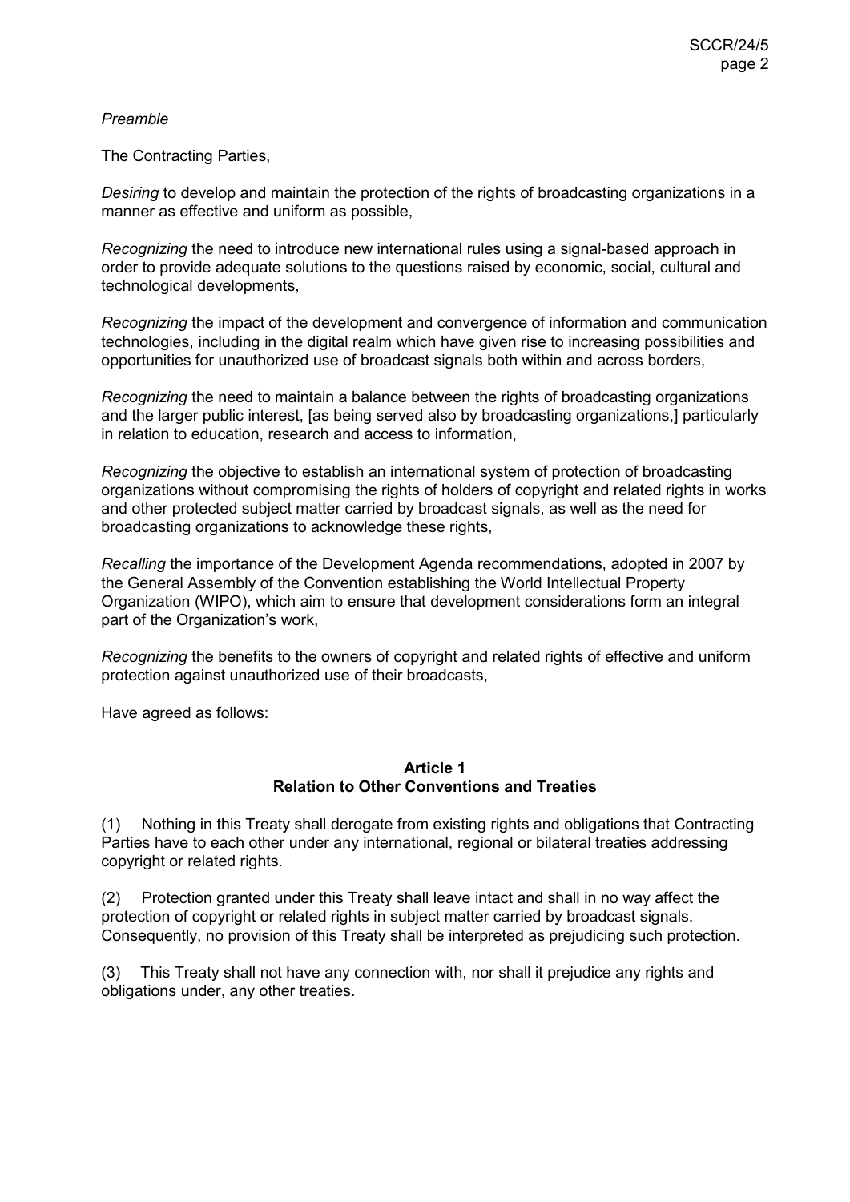*Preamble*

The Contracting Parties,

*Desiring* to develop and maintain the protection of the rights of broadcasting organizations in a manner as effective and uniform as possible,

*Recognizing* the need to introduce new international rules using a signal-based approach in order to provide adequate solutions to the questions raised by economic, social, cultural and technological developments,

*Recognizing* the impact of the development and convergence of information and communication technologies, including in the digital realm which have given rise to increasing possibilities and opportunities for unauthorized use of broadcast signals both within and across borders,

*Recognizing* the need to maintain a balance between the rights of broadcasting organizations and the larger public interest, [as being served also by broadcasting organizations,] particularly in relation to education, research and access to information,

*Recognizing* the objective to establish an international system of protection of broadcasting organizations without compromising the rights of holders of copyright and related rights in works and other protected subject matter carried by broadcast signals, as well as the need for broadcasting organizations to acknowledge these rights,

*Recalling* the importance of the Development Agenda recommendations, adopted in 2007 by the General Assembly of the Convention establishing the World Intellectual Property Organization (WIPO), which aim to ensure that development considerations form an integral part of the Organization's work,

*Recognizing* the benefits to the owners of copyright and related rights of effective and uniform protection against unauthorized use of their broadcasts,

Have agreed as follows:

## Article 1
## Relation to Other Conventions and Treaties

(1) Nothing in this Treaty shall derogate from existing rights and obligations that Contracting Parties have to each other under any international, regional or bilateral treaties addressing copyright or related rights.

(2) Protection granted under this Treaty shall leave intact and shall in no way affect the protection of copyright or related rights in subject matter carried by broadcast signals. Consequently, no provision of this Treaty shall be interpreted as prejudicing such protection.

(3) This Treaty shall not have any connection with, nor shall it prejudice any rights and obligations under, any other treaties.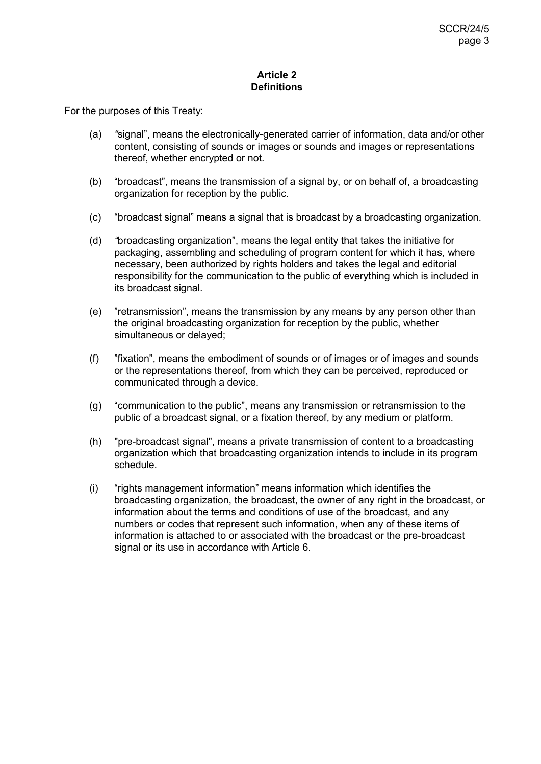## Article 2
## Definitions

For the purposes of this Treaty:

(a) "signal", means the electronically-generated carrier of information, data and/or other content, consisting of sounds or images or sounds and images or representations thereof, whether encrypted or not.

(b) "broadcast", means the transmission of a signal by, or on behalf of, a broadcasting organization for reception by the public.

(c) "broadcast signal" means a signal that is broadcast by a broadcasting organization.

(d) "broadcasting organization", means the legal entity that takes the initiative for packaging, assembling and scheduling of program content for which it has, where necessary, been authorized by rights holders and takes the legal and editorial responsibility for the communication to the public of everything which is included in its broadcast signal.

(e) "retransmission", means the transmission by any means by any person other than the original broadcasting organization for reception by the public, whether simultaneous or delayed;

(f) "fixation", means the embodiment of sounds or of images or of images and sounds or the representations thereof, from which they can be perceived, reproduced or communicated through a device.

(g) "communication to the public", means any transmission or retransmission to the public of a broadcast signal, or a fixation thereof, by any medium or platform.

(h) "pre-broadcast signal", means a private transmission of content to a broadcasting organization which that broadcasting organization intends to include in its program schedule.

(i) "rights management information" means information which identifies the broadcasting organization, the broadcast, the owner of any right in the broadcast, or information about the terms and conditions of use of the broadcast, and any numbers or codes that represent such information, when any of these items of information is attached to or associated with the broadcast or the pre-broadcast signal or its use in accordance with Article 6.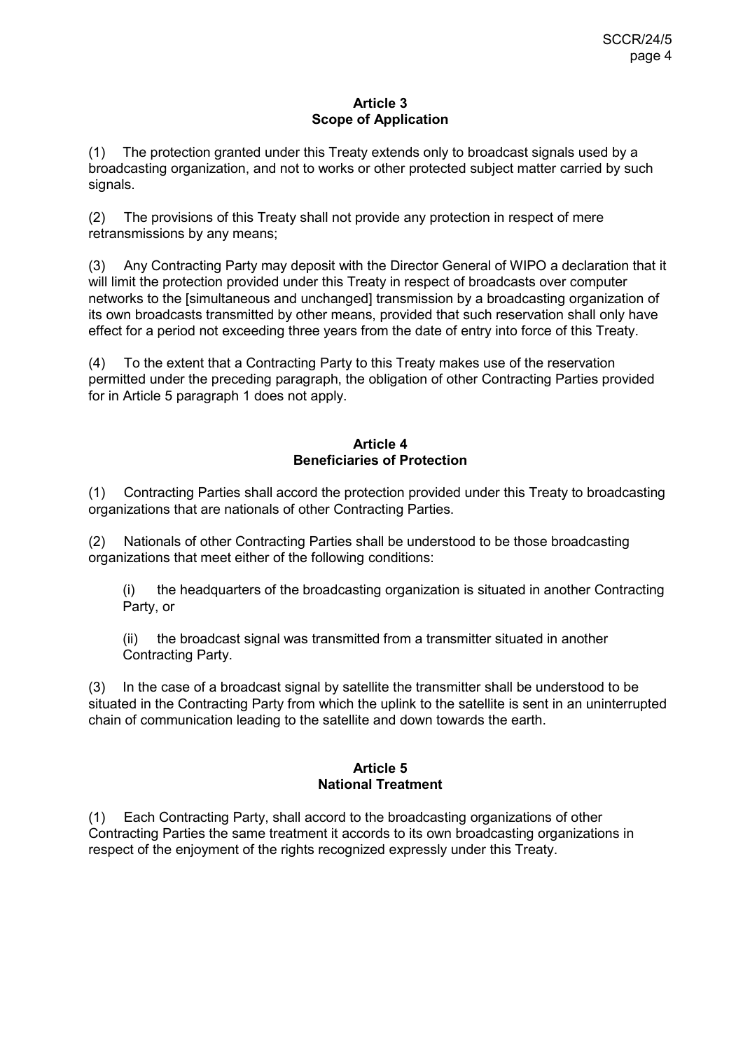### Article 3
### Scope of Application

(1) The protection granted under this Treaty extends only to broadcast signals used by a broadcasting organization, and not to works or other protected subject matter carried by such signals.

(2) The provisions of this Treaty shall not provide any protection in respect of mere retransmissions by any means;

(3) Any Contracting Party may deposit with the Director General of WIPO a declaration that it will limit the protection provided under this Treaty in respect of broadcasts over computer networks to the [simultaneous and unchanged] transmission by a broadcasting organization of its own broadcasts transmitted by other means, provided that such reservation shall only have effect for a period not exceeding three years from the date of entry into force of this Treaty.

(4) To the extent that a Contracting Party to this Treaty makes use of the reservation permitted under the preceding paragraph, the obligation of other Contracting Parties provided for in Article 5 paragraph 1 does not apply.

### Article 4
### Beneficiaries of Protection

(1) Contracting Parties shall accord the protection provided under this Treaty to broadcasting organizations that are nationals of other Contracting Parties.

(2) Nationals of other Contracting Parties shall be understood to be those broadcasting organizations that meet either of the following conditions:

(i) the headquarters of the broadcasting organization is situated in another Contracting Party, or

(ii) the broadcast signal was transmitted from a transmitter situated in another Contracting Party.

(3) In the case of a broadcast signal by satellite the transmitter shall be understood to be situated in the Contracting Party from which the uplink to the satellite is sent in an uninterrupted chain of communication leading to the satellite and down towards the earth.

### Article 5
### National Treatment

(1) Each Contracting Party, shall accord to the broadcasting organizations of other Contracting Parties the same treatment it accords to its own broadcasting organizations in respect of the enjoyment of the rights recognized expressly under this Treaty.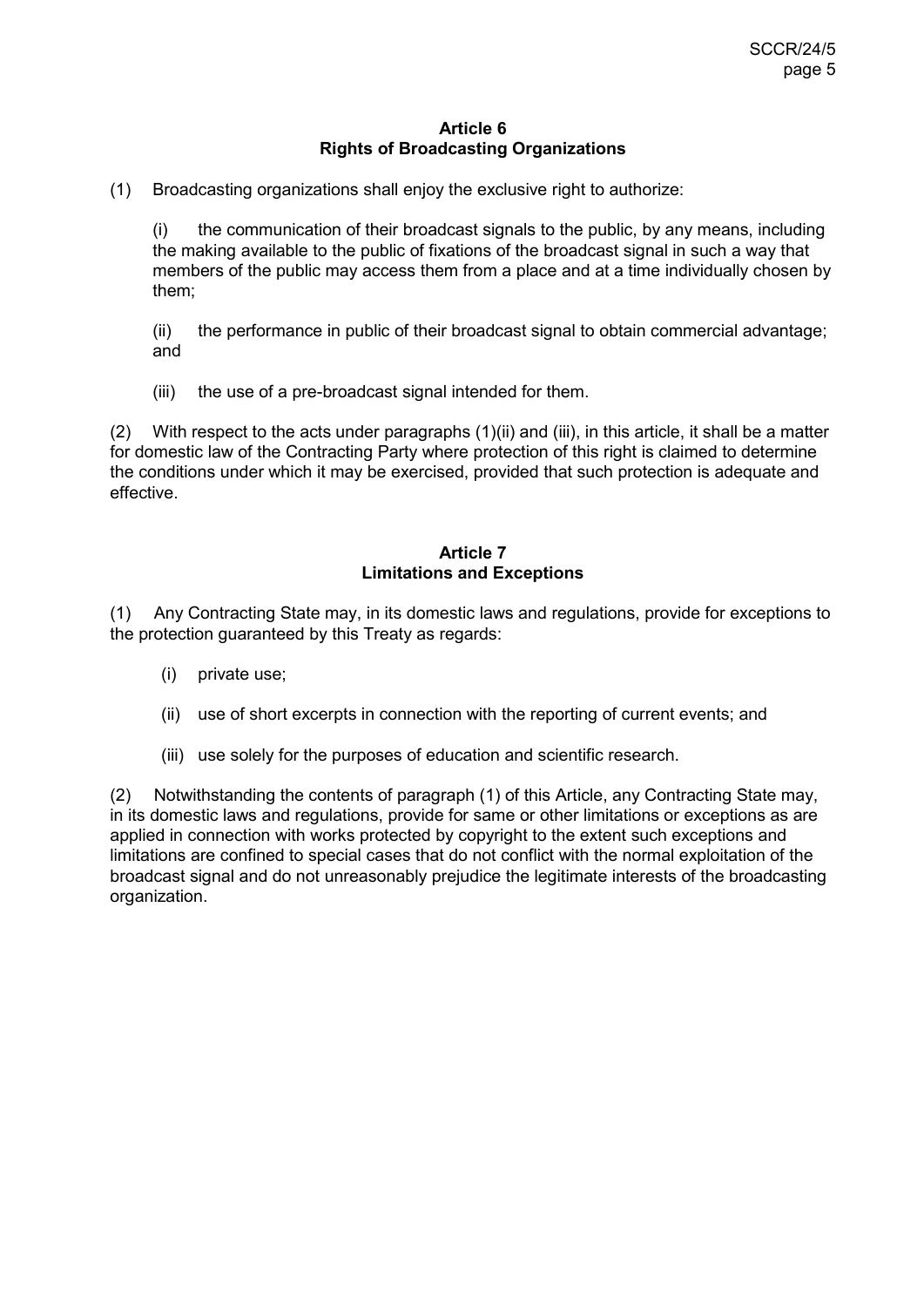## Article 6
## Rights of Broadcasting Organizations

(1) Broadcasting organizations shall enjoy the exclusive right to authorize:

(i) the communication of their broadcast signals to the public, by any means, including the making available to the public of fixations of the broadcast signal in such a way that members of the public may access them from a place and at a time individually chosen by them;

(ii) the performance in public of their broadcast signal to obtain commercial advantage; and

(iii) the use of a pre-broadcast signal intended for them.

(2) With respect to the acts under paragraphs (1)(ii) and (iii), in this article, it shall be a matter for domestic law of the Contracting Party where protection of this right is claimed to determine the conditions under which it may be exercised, provided that such protection is adequate and effective.

## Article 7
## Limitations and Exceptions

(1) Any Contracting State may, in its domestic laws and regulations, provide for exceptions to the protection guaranteed by this Treaty as regards:

(i) private use;

(ii) use of short excerpts in connection with the reporting of current events; and

(iii) use solely for the purposes of education and scientific research.

(2) Notwithstanding the contents of paragraph (1) of this Article, any Contracting State may, in its domestic laws and regulations, provide for same or other limitations or exceptions as are applied in connection with works protected by copyright to the extent such exceptions and limitations are confined to special cases that do not conflict with the normal exploitation of the broadcast signal and do not unreasonably prejudice the legitimate interests of the broadcasting organization.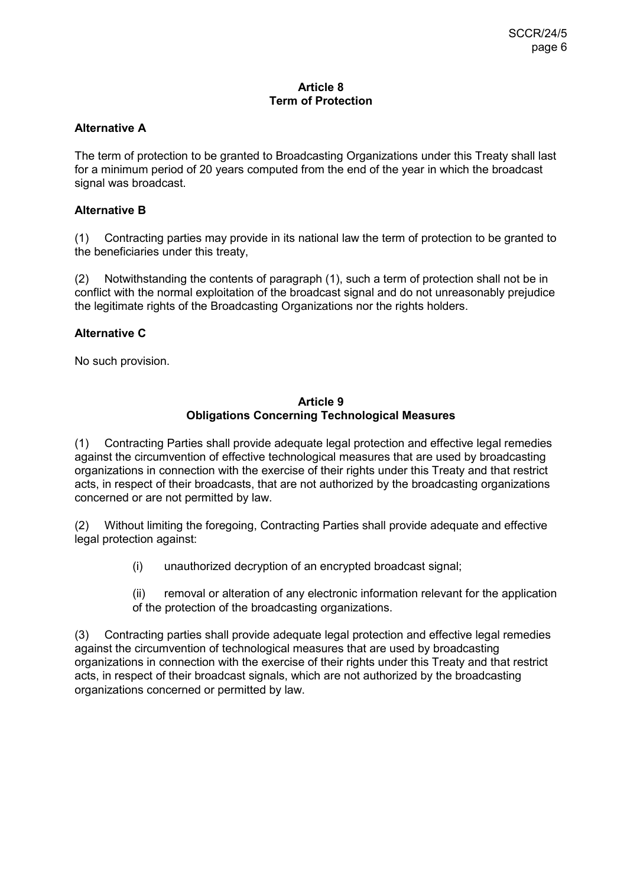## Article 8
## Term of Protection

**Alternative A**

The term of protection to be granted to Broadcasting Organizations under this Treaty shall last for a minimum period of 20 years computed from the end of the year in which the broadcast signal was broadcast.

**Alternative B**

(1) Contracting parties may provide in its national law the term of protection to be granted to the beneficiaries under this treaty,

(2) Notwithstanding the contents of paragraph (1), such a term of protection shall not be in conflict with the normal exploitation of the broadcast signal and do not unreasonably prejudice the legitimate rights of the Broadcasting Organizations nor the rights holders.

**Alternative C**

No such provision.

## Article 9
## Obligations Concerning Technological Measures

(1) Contracting Parties shall provide adequate legal protection and effective legal remedies against the circumvention of effective technological measures that are used by broadcasting organizations in connection with the exercise of their rights under this Treaty and that restrict acts, in respect of their broadcasts, that are not authorized by the broadcasting organizations concerned or are not permitted by law.

(2) Without limiting the foregoing, Contracting Parties shall provide adequate and effective legal protection against:

(i) unauthorized decryption of an encrypted broadcast signal;

(ii) removal or alteration of any electronic information relevant for the application of the protection of the broadcasting organizations.

(3) Contracting parties shall provide adequate legal protection and effective legal remedies against the circumvention of technological measures that are used by broadcasting organizations in connection with the exercise of their rights under this Treaty and that restrict acts, in respect of their broadcast signals, which are not authorized by the broadcasting organizations concerned or permitted by law.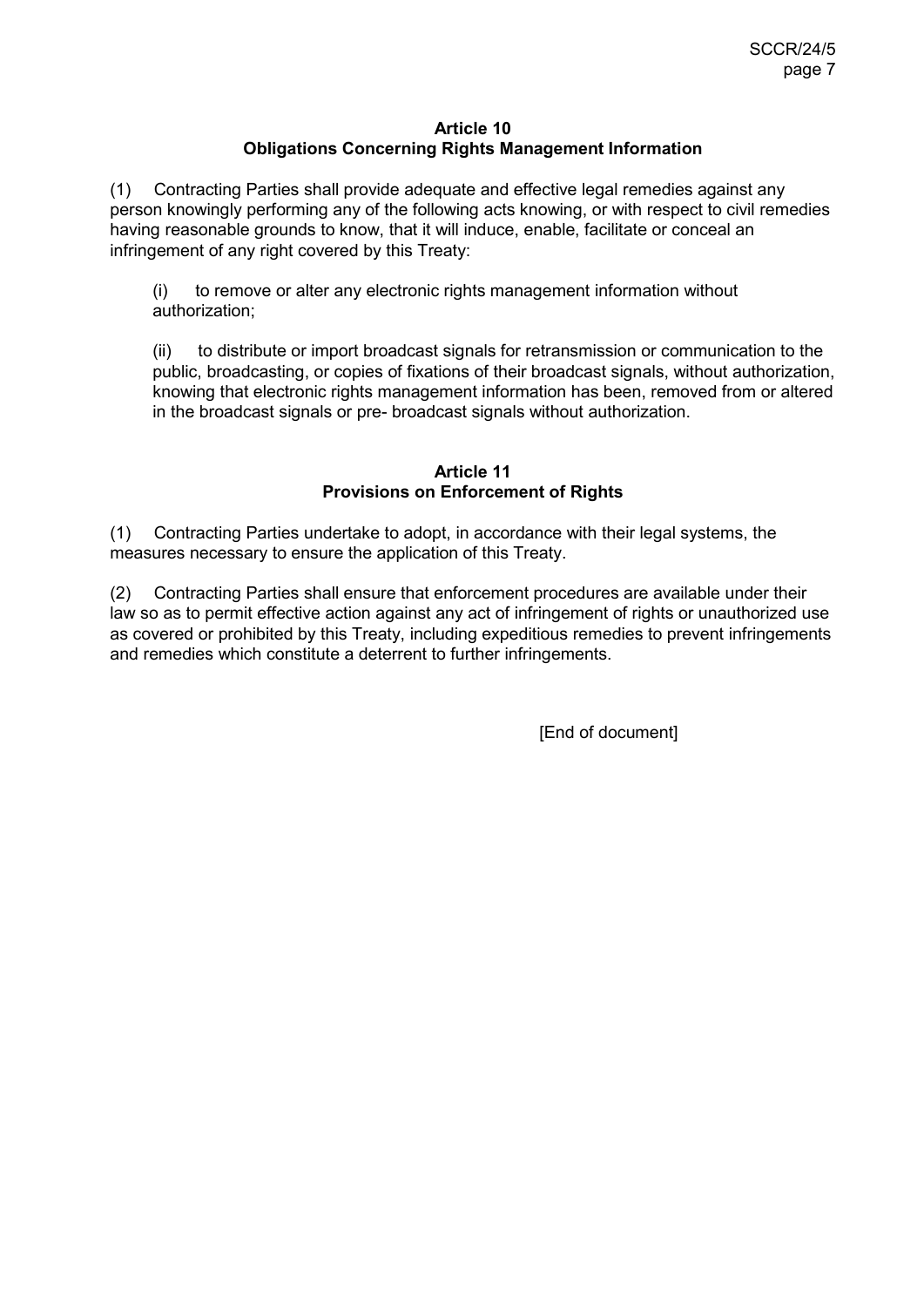**Article 10**
**Obligations Concerning Rights Management Information**

(1) Contracting Parties shall provide adequate and effective legal remedies against any person knowingly performing any of the following acts knowing, or with respect to civil remedies having reasonable grounds to know, that it will induce, enable, facilitate or conceal an infringement of any right covered by this Treaty:

(i) to remove or alter any electronic rights management information without authorization;

(ii) to distribute or import broadcast signals for retransmission or communication to the public, broadcasting, or copies of fixations of their broadcast signals, without authorization, knowing that electronic rights management information has been, removed from or altered in the broadcast signals or pre- broadcast signals without authorization.

**Article 11**
**Provisions on Enforcement of Rights**

(1) Contracting Parties undertake to adopt, in accordance with their legal systems, the measures necessary to ensure the application of this Treaty.

(2) Contracting Parties shall ensure that enforcement procedures are available under their law so as to permit effective action against any act of infringement of rights or unauthorized use as covered or prohibited by this Treaty, including expeditious remedies to prevent infringements and remedies which constitute a deterrent to further infringements.

[End of document]